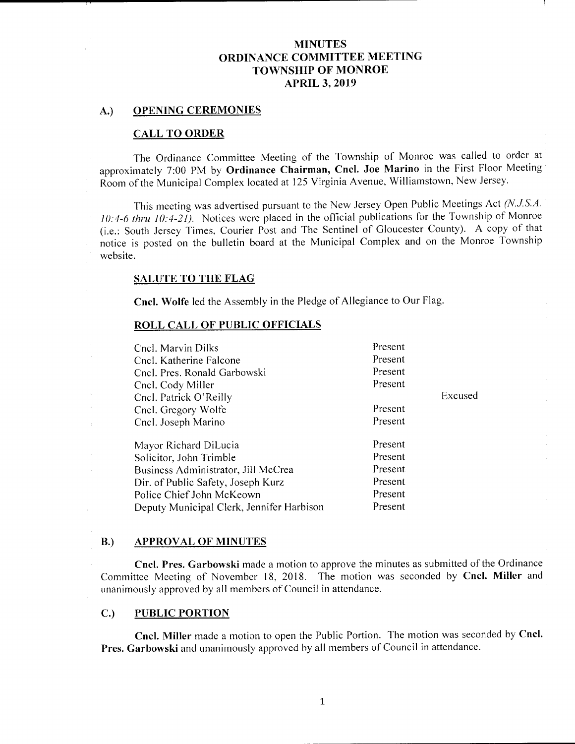# MINUTES
# ORDINANCE COMMITTEE MEETING
# TOWNSHIP OF MONROE
# APRIL 3, 2019

## A.) OPENING CEREMONIES

### CALL TO ORDER

The Ordinance Committee Meeting of the Township of Monroe was called to order at approximately 7:00 PM by **Ordinance Chairman, Cncl. Joe Marino** in the First Floor Meeting Room of the Municipal Complex located at 125 Virginia Avenue, Williamstown, New Jersey.

This meeting was advertised pursuant to the New Jersey Open Public Meetings Act *(N.J.S.A. 10:4-6 thru 10:4-21)*. Notices were placed in the official publications for the Township of Monroe (i.e.: South Jersey Times, Courier Post and The Sentinel of Gloucester County). A copy of that notice is posted on the bulletin board at the Municipal Complex and on the Monroe Township website.

### SALUTE TO THE FLAG

**Cncl. Wolfe** led the Assembly in the Pledge of Allegiance to Our Flag.

### ROLL CALL OF PUBLIC OFFICIALS

| | | |
|---|---|---|
| Cncl. Marvin Dilks | Present | |
| Cncl. Katherine Falcone | Present | |
| Cncl. Pres. Ronald Garbowski | Present | |
| Cncl. Cody Miller | Present | |
| Cncl. Patrick O'Reilly | | Excused |
| Cncl. Gregory Wolfe | Present | |
| Cncl. Joseph Marino | Present | |
| Mayor Richard DiLucia | Present | |
| Solicitor, John Trimble | Present | |
| Business Administrator, Jill McCrea | Present | |
| Dir. of Public Safety, Joseph Kurz | Present | |
| Police Chief John McKeown | Present | |
| Deputy Municipal Clerk, Jennifer Harbison | Present | |

## B.) APPROVAL OF MINUTES

**Cncl. Pres. Garbowski** made a motion to approve the minutes as submitted of the Ordinance Committee Meeting of November 18, 2018. The motion was seconded by **Cncl. Miller** and unanimously approved by all members of Council in attendance.

## C.) PUBLIC PORTION

**Cncl. Miller** made a motion to open the Public Portion. The motion was seconded by **Cncl. Pres. Garbowski** and unanimously approved by all members of Council in attendance.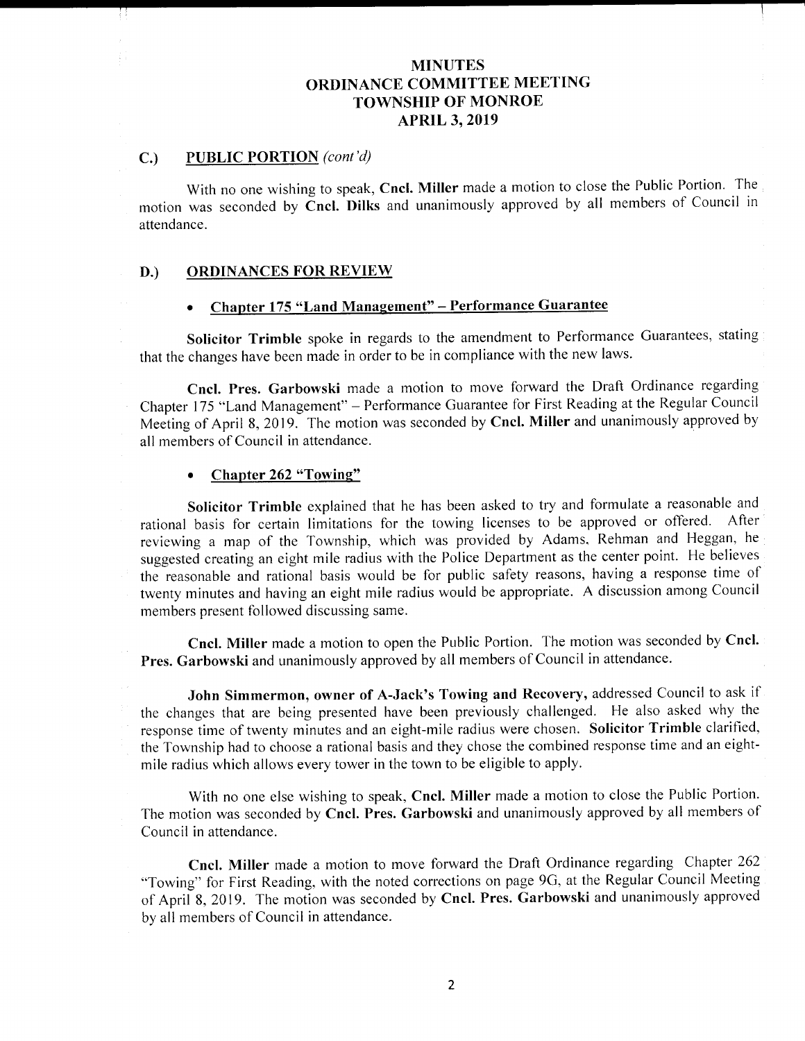# MINUTES
# ORDINANCE COMMITTEE MEETING
# TOWNSHIP OF MONROE
# APRIL 3, 2019

## C.) PUBLIC PORTION *(cont'd)*

With no one wishing to speak, **Cncl. Miller** made a motion to close the Public Portion. The motion was seconded by **Cncl. Dilks** and unanimously approved by all members of Council in attendance.

## D.) ORDINANCES FOR REVIEW

- **Chapter 175 "Land Management" – Performance Guarantee**

**Solicitor Trimble** spoke in regards to the amendment to Performance Guarantees, stating that the changes have been made in order to be in compliance with the new laws.

**Cncl. Pres. Garbowski** made a motion to move forward the Draft Ordinance regarding Chapter 175 "Land Management" – Performance Guarantee for First Reading at the Regular Council Meeting of April 8, 2019. The motion was seconded by **Cncl. Miller** and unanimously approved by all members of Council in attendance.

- **Chapter 262 "Towing"**

**Solicitor Trimble** explained that he has been asked to try and formulate a reasonable and rational basis for certain limitations for the towing licenses to be approved or offered. After reviewing a map of the Township, which was provided by Adams, Rehman and Heggan, he suggested creating an eight mile radius with the Police Department as the center point. He believes the reasonable and rational basis would be for public safety reasons, having a response time of twenty minutes and having an eight mile radius would be appropriate. A discussion among Council members present followed discussing same.

**Cncl. Miller** made a motion to open the Public Portion. The motion was seconded by **Cncl. Pres. Garbowski** and unanimously approved by all members of Council in attendance.

**John Simmermon, owner of A-Jack's Towing and Recovery,** addressed Council to ask if the changes that are being presented have been previously challenged. He also asked why the response time of twenty minutes and an eight-mile radius were chosen. **Solicitor Trimble** clarified, the Township had to choose a rational basis and they chose the combined response time and an eight-mile radius which allows every tower in the town to be eligible to apply.

With no one else wishing to speak, **Cncl. Miller** made a motion to close the Public Portion. The motion was seconded by **Cncl. Pres. Garbowski** and unanimously approved by all members of Council in attendance.

**Cncl. Miller** made a motion to move forward the Draft Ordinance regarding Chapter 262 "Towing" for First Reading, with the noted corrections on page 9G, at the Regular Council Meeting of April 8, 2019. The motion was seconded by **Cncl. Pres. Garbowski** and unanimously approved by all members of Council in attendance.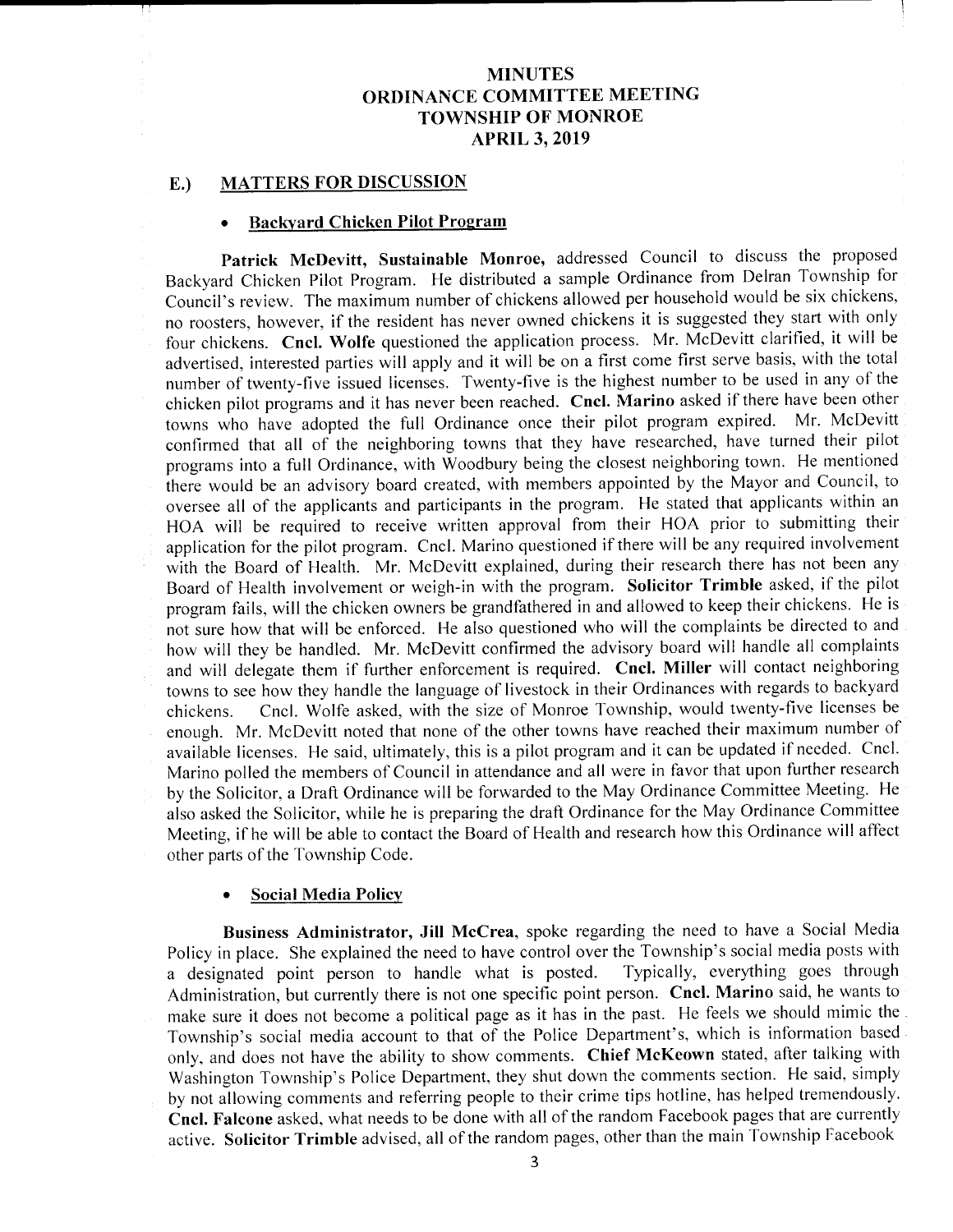# MINUTES
## ORDINANCE COMMITTEE MEETING
## TOWNSHIP OF MONROE
## APRIL 3, 2019

### E.) MATTERS FOR DISCUSSION

- **Backyard Chicken Pilot Program**

**Patrick McDevitt, Sustainable Monroe,** addressed Council to discuss the proposed Backyard Chicken Pilot Program. He distributed a sample Ordinance from Delran Township for Council's review. The maximum number of chickens allowed per household would be six chickens, no roosters, however, if the resident has never owned chickens it is suggested they start with only four chickens. **Cncl. Wolfe** questioned the application process. Mr. McDevitt clarified, it will be advertised, interested parties will apply and it will be on a first come first serve basis, with the total number of twenty-five issued licenses. Twenty-five is the highest number to be used in any of the chicken pilot programs and it has never been reached. **Cncl. Marino** asked if there have been other towns who have adopted the full Ordinance once their pilot program expired. Mr. McDevitt confirmed that all of the neighboring towns that they have researched, have turned their pilot programs into a full Ordinance, with Woodbury being the closest neighboring town. He mentioned there would be an advisory board created, with members appointed by the Mayor and Council, to oversee all of the applicants and participants in the program. He stated that applicants within an HOA will be required to receive written approval from their HOA prior to submitting their application for the pilot program. Cncl. Marino questioned if there will be any required involvement with the Board of Health. Mr. McDevitt explained, during their research there has not been any Board of Health involvement or weigh-in with the program. **Solicitor Trimble** asked, if the pilot program fails, will the chicken owners be grandfathered in and allowed to keep their chickens. He is not sure how that will be enforced. He also questioned who will the complaints be directed to and how will they be handled. Mr. McDevitt confirmed the advisory board will handle all complaints and will delegate them if further enforcement is required. **Cncl. Miller** will contact neighboring towns to see how they handle the language of livestock in their Ordinances with regards to backyard chickens. Cncl. Wolfe asked, with the size of Monroe Township, would twenty-five licenses be enough. Mr. McDevitt noted that none of the other towns have reached their maximum number of available licenses. He said, ultimately, this is a pilot program and it can be updated if needed. Cncl. Marino polled the members of Council in attendance and all were in favor that upon further research by the Solicitor, a Draft Ordinance will be forwarded to the May Ordinance Committee Meeting. He also asked the Solicitor, while he is preparing the draft Ordinance for the May Ordinance Committee Meeting, if he will be able to contact the Board of Health and research how this Ordinance will affect other parts of the Township Code.

- **Social Media Policy**

**Business Administrator, Jill McCrea,** spoke regarding the need to have a Social Media Policy in place. She explained the need to have control over the Township's social media posts with a designated point person to handle what is posted. Typically, everything goes through Administration, but currently there is not one specific point person. **Cncl. Marino** said, he wants to make sure it does not become a political page as it has in the past. He feels we should mimic the Township's social media account to that of the Police Department's, which is information based only, and does not have the ability to show comments. **Chief McKeown** stated, after talking with Washington Township's Police Department, they shut down the comments section. He said, simply by not allowing comments and referring people to their crime tips hotline, has helped tremendously. **Cncl. Falcone** asked, what needs to be done with all of the random Facebook pages that are currently active. **Solicitor Trimble** advised, all of the random pages, other than the main Township Facebook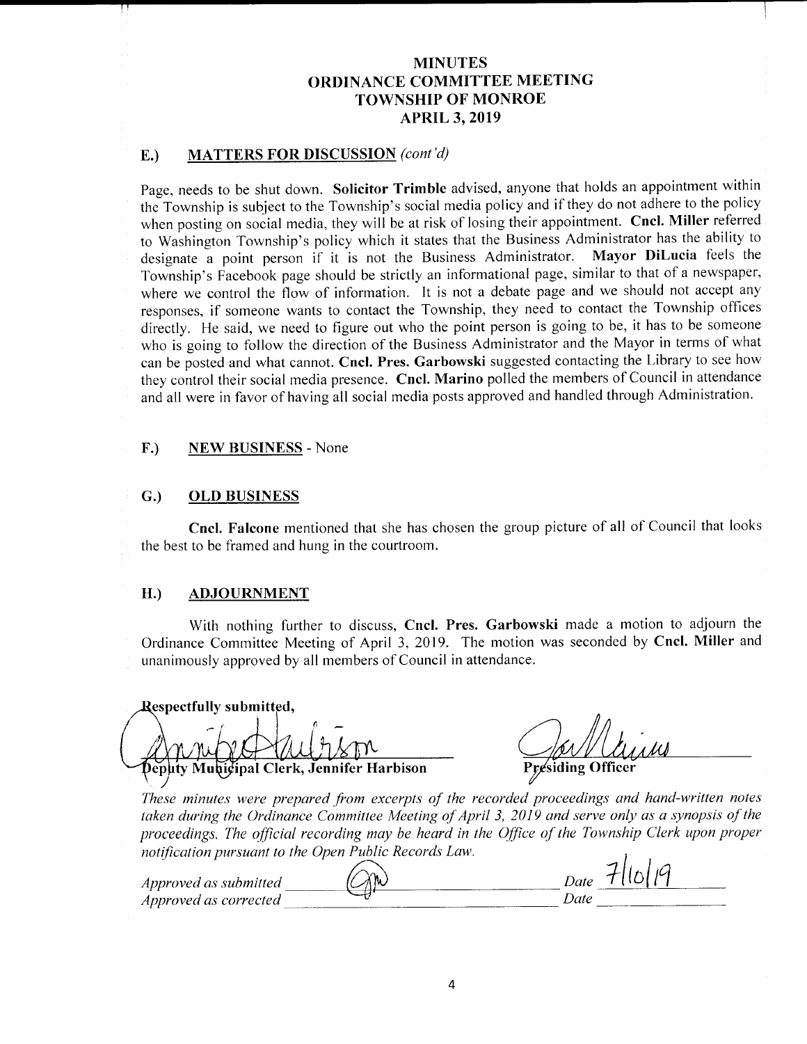# MINUTES
# ORDINANCE COMMITTEE MEETING
# TOWNSHIP OF MONROE
# APRIL 3, 2019

## E.) MATTERS FOR DISCUSSION *(cont'd)*

Page, needs to be shut down. **Solicitor Trimble** advised, anyone that holds an appointment within the Township is subject to the Township's social media policy and if they do not adhere to the policy when posting on social media, they will be at risk of losing their appointment. **Cncl. Miller** referred to Washington Township's policy which it states that the Business Administrator has the ability to designate a point person if it is not the Business Administrator. **Mayor DiLucia** feels the Township's Facebook page should be strictly an informational page, similar to that of a newspaper, where we control the flow of information. It is not a debate page and we should not accept any responses, if someone wants to contact the Township, they need to contact the Township offices directly. He said, we need to figure out who the point person is going to be, it has to be someone who is going to follow the direction of the Business Administrator and the Mayor in terms of what can be posted and what cannot. **Cncl. Pres. Garbowski** suggested contacting the Library to see how they control their social media presence. **Cncl. Marino** polled the members of Council in attendance and all were in favor of having all social media posts approved and handled through Administration.

## F.) NEW BUSINESS - None

## G.) OLD BUSINESS

**Cncl. Falcone** mentioned that she has chosen the group picture of all of Council that looks the best to be framed and hung in the courtroom.

## H.) ADJOURNMENT

With nothing further to discuss, **Cncl. Pres. Garbowski** made a motion to adjourn the Ordinance Committee Meeting of April 3, 2019. The motion was seconded by **Cncl. Miller** and unanimously approved by all members of Council in attendance.

**Respectfully submitted,**

**Deputy Municipal Clerk, Jennifer Harbison** | **Presiding Officer**

*These minutes were prepared from excerpts of the recorded proceedings and hand-written notes taken during the Ordinance Committee Meeting of April 3, 2019 and serve only as a synopsis of the proceedings. The official recording may be heard in the Office of the Township Clerk upon proper notification pursuant to the Open Public Records Law.*

*Approved as submitted* ___ *Date* 7/10/19

*Approved as corrected* ___ *Date* ___